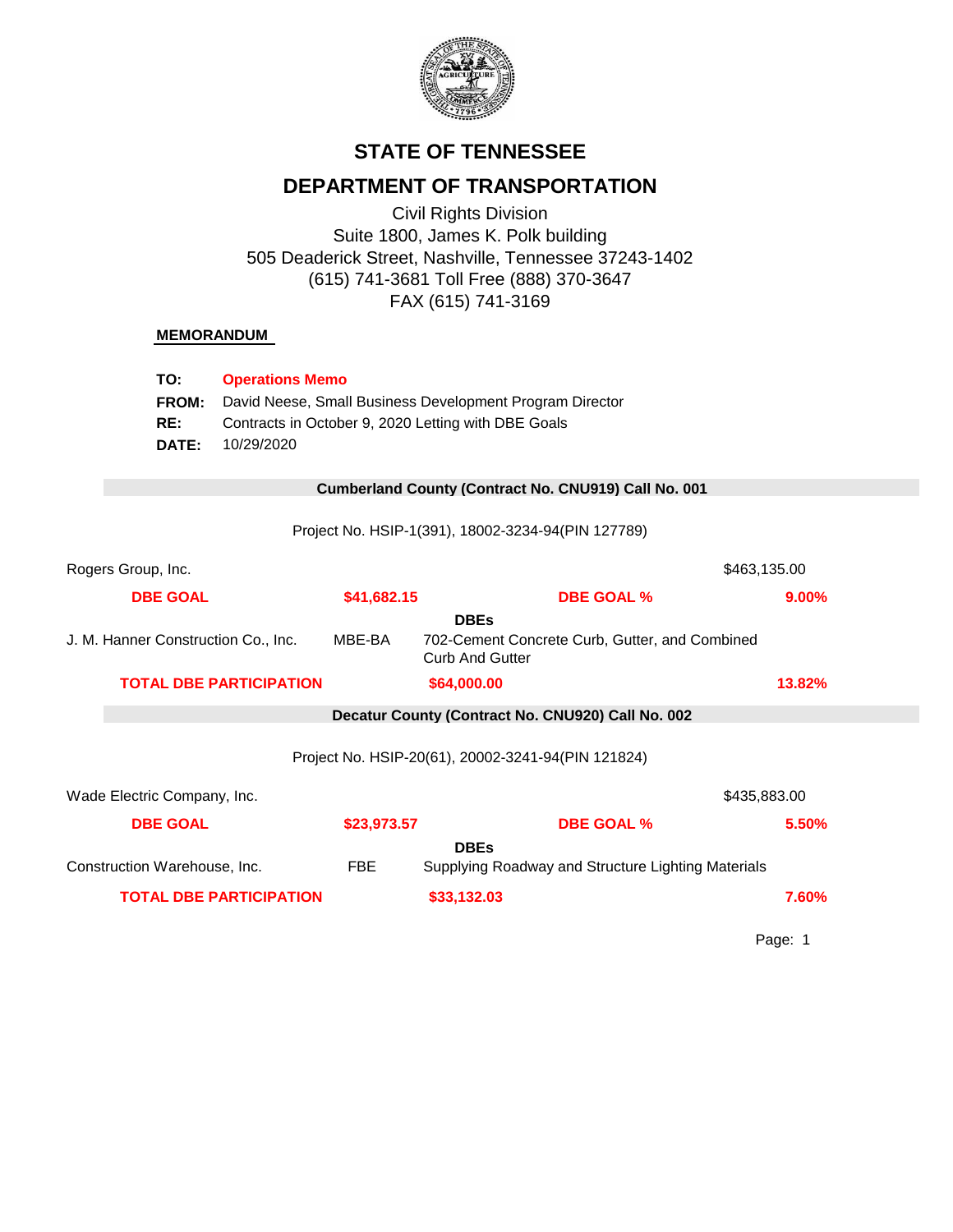# STATE OF TENNESSEE

## DEPARTMENT OF TRANSPORTATION

Civil Rights Division
Suite 1800, James K. Polk building
505 Deaderick Street, Nashville, Tennessee 37243-1402
(615) 741-3681 Toll Free (888) 370-3647
FAX (615) 741-3169

**MEMORANDUM**

**TO:** **Operations Memo**
**FROM:** David Neese, Small Business Development Program Director
**RE:** Contracts in October 9, 2020 Letting with DBE Goals
**DATE:** 10/29/2020

### Cumberland County (Contract No. CNU919) Call No. 001

Project No. HSIP-1(391), 18002-3234-94(PIN 127789)

| Rogers Group, Inc. | | | $463,135.00 |
|---|---|---|---|
| **DBE GOAL** | **$41,682.15** | **DBE GOAL %** | **9.00%** |
| | | **DBEs** | |
| J. M. Hanner Construction Co., Inc. | MBE-BA | 702-Cement Concrete Curb, Gutter, and Combined Curb And Gutter | |
| **TOTAL DBE PARTICIPATION** | | **$64,000.00** | **13.82%** |

### Decatur County (Contract No. CNU920) Call No. 002

Project No. HSIP-20(61), 20002-3241-94(PIN 121824)

| Wade Electric Company, Inc. | | | $435,883.00 |
|---|---|---|---|
| **DBE GOAL** | **$23,973.57** | **DBE GOAL %** | **5.50%** |
| | | **DBEs** | |
| Construction Warehouse, Inc. | FBE | Supplying Roadway and Structure Lighting Materials | |
| **TOTAL DBE PARTICIPATION** | | **$33,132.03** | **7.60%** |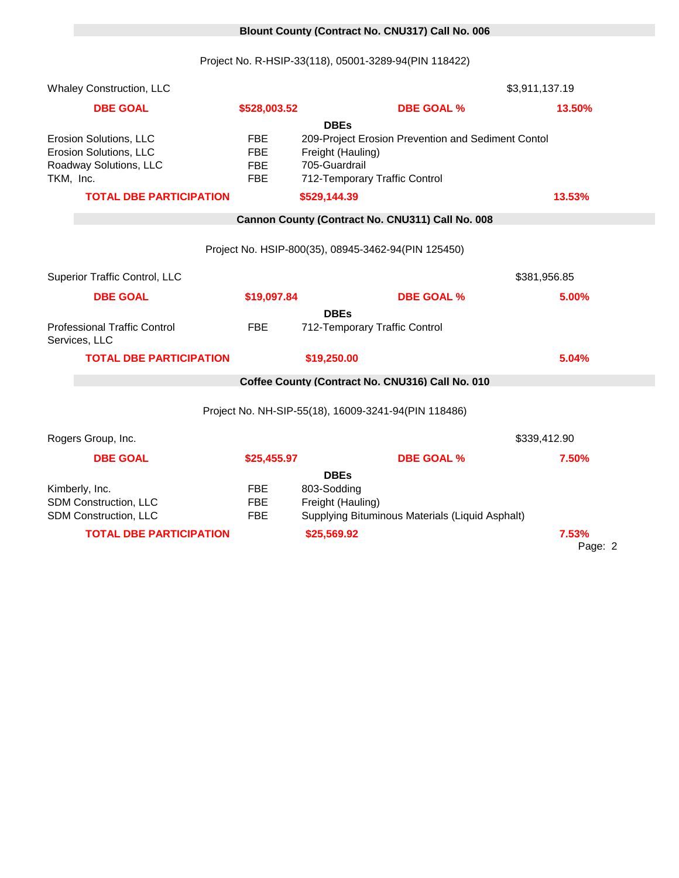## Blount County (Contract No. CNU317) Call No. 006

Project No. R-HSIP-33(118), 05001-3289-94(PIN 118422)

| Whaley Construction, LLC | | | $3,911,137.19 |
|---|---|---|---|
| **DBE GOAL** | **$528,003.52** | **DBE GOAL %** | **13.50%** |

**DBEs**

| | | |
|---|---|---|
| Erosion Solutions, LLC | FBE | 209-Project Erosion Prevention and Sediment Contol |
| Erosion Solutions, LLC | FBE | Freight (Hauling) |
| Roadway Solutions, LLC | FBE | 705-Guardrail |
| TKM, Inc. | FBE | 712-Temporary Traffic Control |

| **TOTAL DBE PARTICIPATION** | **$529,144.39** | **13.53%** |
|---|---|---|

## Cannon County (Contract No. CNU311) Call No. 008

Project No. HSIP-800(35), 08945-3462-94(PIN 125450)

| Superior Traffic Control, LLC | | | $381,956.85 |
|---|---|---|---|
| **DBE GOAL** | **$19,097.84** | **DBE GOAL %** | **5.00%** |

**DBEs**

| | | |
|---|---|---|
| Professional Traffic Control Services, LLC | FBE | 712-Temporary Traffic Control |

| **TOTAL DBE PARTICIPATION** | **$19,250.00** | **5.04%** |
|---|---|---|

## Coffee County (Contract No. CNU316) Call No. 010

Project No. NH-SIP-55(18), 16009-3241-94(PIN 118486)

| Rogers Group, Inc. | | | $339,412.90 |
|---|---|---|---|
| **DBE GOAL** | **$25,455.97** | **DBE GOAL %** | **7.50%** |

**DBEs**

| | | |
|---|---|---|
| Kimberly, Inc. | FBE | 803-Sodding |
| SDM Construction, LLC | FBE | Freight (Hauling) |
| SDM Construction, LLC | FBE | Supplying Bituminous Materials (Liquid Asphalt) |

| **TOTAL DBE PARTICIPATION** | **$25,569.92** | **7.53%** |
|---|---|---|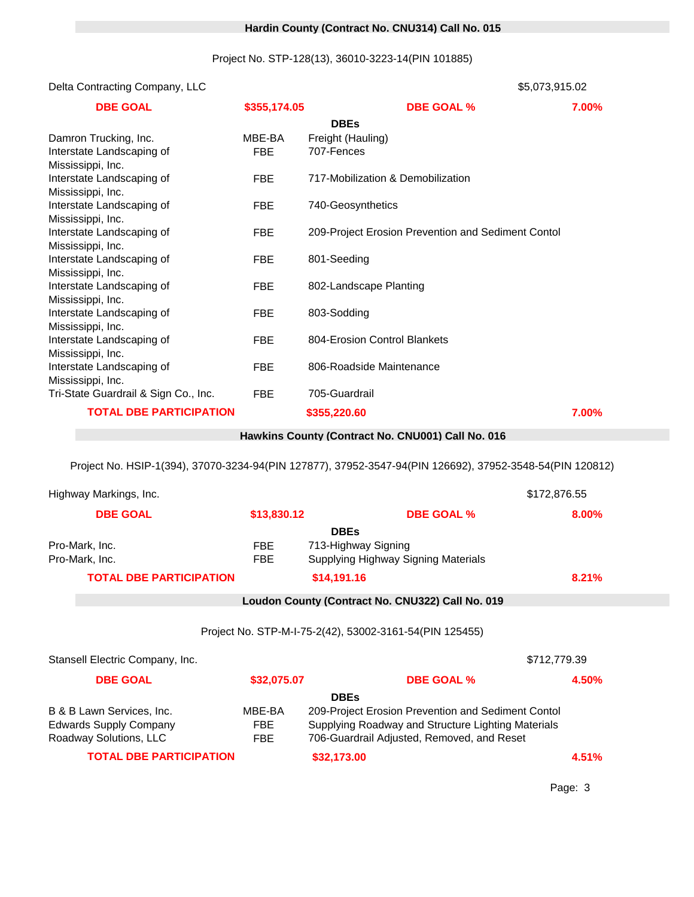## Hardin County (Contract No. CNU314) Call No. 015

Project No. STP-128(13), 36010-3223-14(PIN 101885)

| Delta Contracting Company, LLC | | | $5,073,915.02 |
|---|---|---|---|
| **DBE GOAL** | **$355,174.05** | **DBE GOAL %** | **7.00%** |
| | | **DBEs** | |
| Damron Trucking, Inc. | MBE-BA | Freight (Hauling) | |
| Interstate Landscaping of Mississippi, Inc. | FBE | 707-Fences | |
| Interstate Landscaping of Mississippi, Inc. | FBE | 717-Mobilization & Demobilization | |
| Interstate Landscaping of Mississippi, Inc. | FBE | 740-Geosynthetics | |
| Interstate Landscaping of Mississippi, Inc. | FBE | 209-Project Erosion Prevention and Sediment Contol | |
| Interstate Landscaping of Mississippi, Inc. | FBE | 801-Seeding | |
| Interstate Landscaping of Mississippi, Inc. | FBE | 802-Landscape Planting | |
| Interstate Landscaping of Mississippi, Inc. | FBE | 803-Sodding | |
| Interstate Landscaping of Mississippi, Inc. | FBE | 804-Erosion Control Blankets | |
| Interstate Landscaping of Mississippi, Inc. | FBE | 806-Roadside Maintenance | |
| Tri-State Guardrail & Sign Co., Inc. | FBE | 705-Guardrail | |
| **TOTAL DBE PARTICIPATION** | | **$355,220.60** | **7.00%** |

## Hawkins County (Contract No. CNU001) Call No. 016

Project No. HSIP-1(394), 37070-3234-94(PIN 127877), 37952-3547-94(PIN 126692), 37952-3548-54(PIN 120812)

| Highway Markings, Inc. | | | $172,876.55 |
|---|---|---|---|
| **DBE GOAL** | **$13,830.12** | **DBE GOAL %** | **8.00%** |
| | | **DBEs** | |
| Pro-Mark, Inc. | FBE | 713-Highway Signing | |
| Pro-Mark, Inc. | FBE | Supplying Highway Signing Materials | |
| **TOTAL DBE PARTICIPATION** | | **$14,191.16** | **8.21%** |

## Loudon County (Contract No. CNU322) Call No. 019

Project No. STP-M-I-75-2(42), 53002-3161-54(PIN 125455)

| Stansell Electric Company, Inc. | | | $712,779.39 |
|---|---|---|---|
| **DBE GOAL** | **$32,075.07** | **DBE GOAL %** | **4.50%** |
| | | **DBEs** | |
| B & B Lawn Services, Inc. | MBE-BA | 209-Project Erosion Prevention and Sediment Contol | |
| Edwards Supply Company | FBE | Supplying Roadway and Structure Lighting Materials | |
| Roadway Solutions, LLC | FBE | 706-Guardrail Adjusted, Removed, and Reset | |
| **TOTAL DBE PARTICIPATION** | | **$32,173.00** | **4.51%** |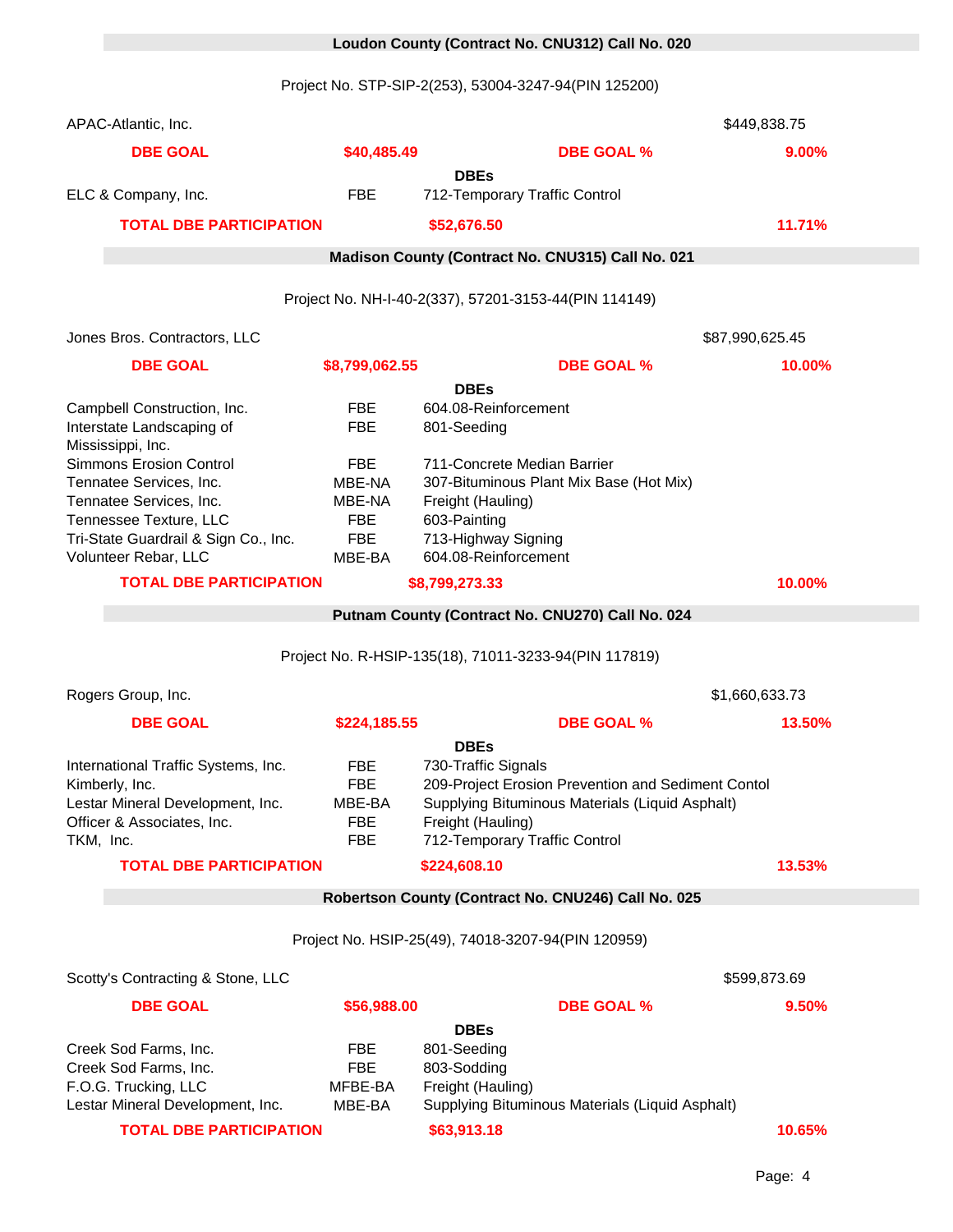## Loudon County (Contract No. CNU312) Call No. 020

Project No. STP-SIP-2(253), 53004-3247-94(PIN 125200)

| APAC-Atlantic, Inc. | | | $449,838.75 |
|---|---|---|---|
| **DBE GOAL** | **$40,485.49** | **DBE GOAL %** | **9.00%** |
| | | **DBEs** | |
| ELC & Company, Inc. | FBE | 712-Temporary Traffic Control | |
| **TOTAL DBE PARTICIPATION** | | **$52,676.50** | **11.71%** |

## Madison County (Contract No. CNU315) Call No. 021

Project No. NH-I-40-2(337), 57201-3153-44(PIN 114149)

| Jones Bros. Contractors, LLC | | | $87,990,625.45 |
|---|---|---|---|
| **DBE GOAL** | **$8,799,062.55** | **DBE GOAL %** | **10.00%** |
| | | **DBEs** | |
| Campbell Construction, Inc. | FBE | 604.08-Reinforcement | |
| Interstate Landscaping of Mississippi, Inc. | FBE | 801-Seeding | |
| Simmons Erosion Control | FBE | 711-Concrete Median Barrier | |
| Tennatee Services, Inc. | MBE-NA | 307-Bituminous Plant Mix Base (Hot Mix) | |
| Tennatee Services, Inc. | MBE-NA | Freight (Hauling) | |
| Tennessee Texture, LLC | FBE | 603-Painting | |
| Tri-State Guardrail & Sign Co., Inc. | FBE | 713-Highway Signing | |
| Volunteer Rebar, LLC | MBE-BA | 604.08-Reinforcement | |
| **TOTAL DBE PARTICIPATION** | | **$8,799,273.33** | **10.00%** |

## Putnam County (Contract No. CNU270) Call No. 024

Project No. R-HSIP-135(18), 71011-3233-94(PIN 117819)

| Rogers Group, Inc. | | | $1,660,633.73 |
|---|---|---|---|
| **DBE GOAL** | **$224,185.55** | **DBE GOAL %** | **13.50%** |
| | | **DBEs** | |
| International Traffic Systems, Inc. | FBE | 730-Traffic Signals | |
| Kimberly, Inc. | FBE | 209-Project Erosion Prevention and Sediment Contol | |
| Lestar Mineral Development, Inc. | MBE-BA | Supplying Bituminous Materials (Liquid Asphalt) | |
| Officer & Associates, Inc. | FBE | Freight (Hauling) | |
| TKM, Inc. | FBE | 712-Temporary Traffic Control | |
| **TOTAL DBE PARTICIPATION** | | **$224,608.10** | **13.53%** |

## Robertson County (Contract No. CNU246) Call No. 025

Project No. HSIP-25(49), 74018-3207-94(PIN 120959)

| Scotty's Contracting & Stone, LLC | | | $599,873.69 |
|---|---|---|---|
| **DBE GOAL** | **$56,988.00** | **DBE GOAL %** | **9.50%** |
| | | **DBEs** | |
| Creek Sod Farms, Inc. | FBE | 801-Seeding | |
| Creek Sod Farms, Inc. | FBE | 803-Sodding | |
| F.O.G. Trucking, LLC | MFBE-BA | Freight (Hauling) | |
| Lestar Mineral Development, Inc. | MBE-BA | Supplying Bituminous Materials (Liquid Asphalt) | |
| **TOTAL DBE PARTICIPATION** | | **$63,913.18** | **10.65%** |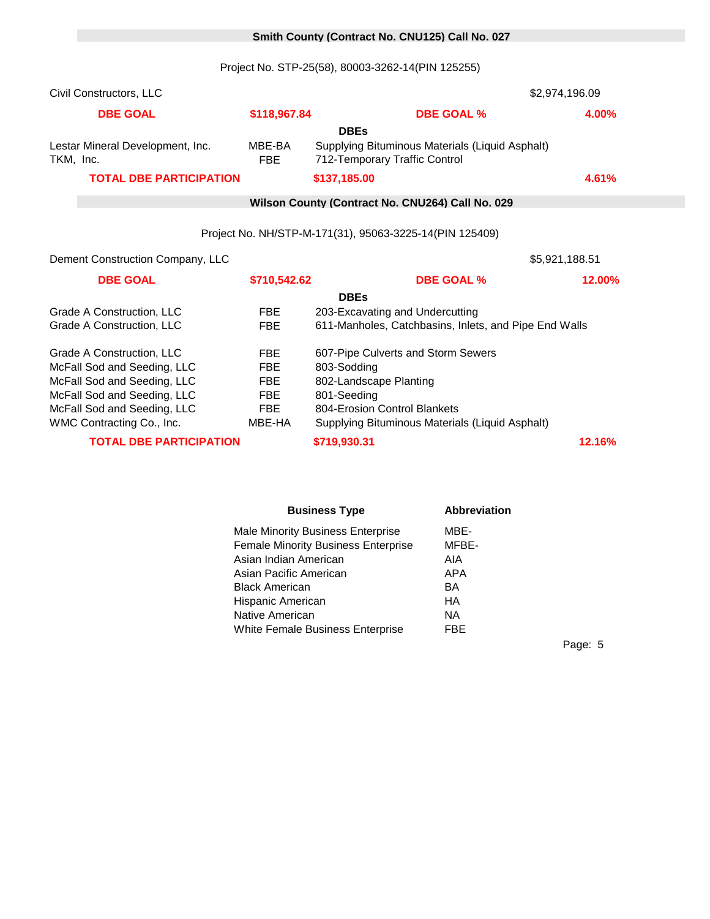## Smith County (Contract No. CNU125) Call No. 027

Project No. STP-25(58), 80003-3262-14(PIN 125255)

| | | | |
|---|---|---|---|
| Civil Constructors, LLC | | | $2,974,196.09 |
| **DBE GOAL** | **$118,967.84** | **DBE GOAL %** | **4.00%** |
| | | **DBEs** | |
| Lestar Mineral Development, Inc. | MBE-BA | Supplying Bituminous Materials (Liquid Asphalt) | |
| TKM, Inc. | FBE | 712-Temporary Traffic Control | |
| **TOTAL DBE PARTICIPATION** | | **$137,185.00** | **4.61%** |

## Wilson County (Contract No. CNU264) Call No. 029

Project No. NH/STP-M-171(31), 95063-3225-14(PIN 125409)

| | | | |
|---|---|---|---|
| Dement Construction Company, LLC | | | $5,921,188.51 |
| **DBE GOAL** | **$710,542.62** | **DBE GOAL %** | **12.00%** |
| | | **DBEs** | |
| Grade A Construction, LLC | FBE | 203-Excavating and Undercutting | |
| Grade A Construction, LLC | FBE | 611-Manholes, Catchbasins, Inlets, and Pipe End Walls | |
| Grade A Construction, LLC | FBE | 607-Pipe Culverts and Storm Sewers | |
| McFall Sod and Seeding, LLC | FBE | 803-Sodding | |
| McFall Sod and Seeding, LLC | FBE | 802-Landscape Planting | |
| McFall Sod and Seeding, LLC | FBE | 801-Seeding | |
| McFall Sod and Seeding, LLC | FBE | 804-Erosion Control Blankets | |
| WMC Contracting Co., Inc. | MBE-HA | Supplying Bituminous Materials (Liquid Asphalt) | |
| **TOTAL DBE PARTICIPATION** | | **$719,930.31** | **12.16%** |

| Business Type | Abbreviation |
|---|---|
| Male Minority Business Enterprise | MBE- |
| Female Minority Business Enterprise | MFBE- |
| Asian Indian American | AIA |
| Asian Pacific American | APA |
| Black American | BA |
| Hispanic American | HA |
| Native American | NA |
| White Female Business Enterprise | FBE |